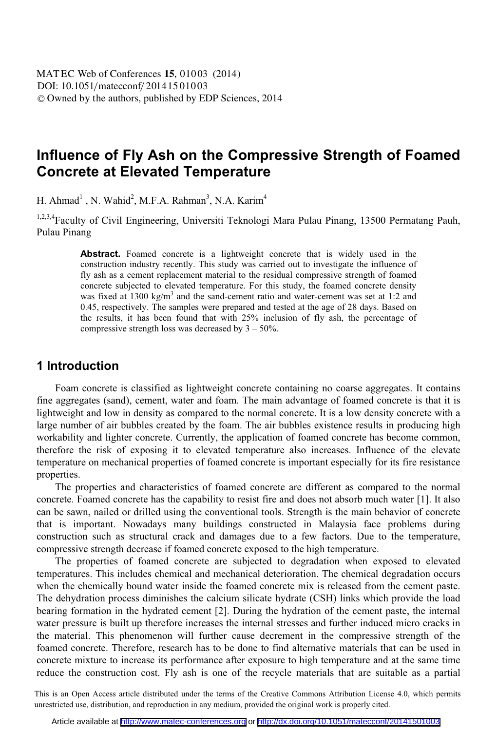# Influence of Fly Ash on the Compressive Strength of Foamed Concrete at Elevated Temperature

H. Ahmad[1], N. Wahid[2], M.F.A. Rahman[3], N.A. Karim[4]

[1,2,3,4]Faculty of Civil Engineering, Universiti Teknologi Mara Pulau Pinang, 13500 Permatang Pauh, Pulau Pinang

**Abstract.** Foamed concrete is a lightweight concrete that is widely used in the construction industry recently. This study was carried out to investigate the influence of fly ash as a cement replacement material to the residual compressive strength of foamed concrete subjected to elevated temperature. For this study, the foamed concrete density was fixed at 1300 kg/m$^3$ and the sand-cement ratio and water-cement was set at 1:2 and 0.45, respectively. The samples were prepared and tested at the age of 28 days. Based on the results, it has been found that with 25% inclusion of fly ash, the percentage of compressive strength loss was decreased by 3 – 50%.

## 1 Introduction

Foam concrete is classified as lightweight concrete containing no coarse aggregates. It contains fine aggregates (sand), cement, water and foam. The main advantage of foamed concrete is that it is lightweight and low in density as compared to the normal concrete. It is a low density concrete with a large number of air bubbles created by the foam. The air bubbles existence results in producing high workability and lighter concrete. Currently, the application of foamed concrete has become common, therefore the risk of exposing it to elevated temperature also increases. Influence of the elevate temperature on mechanical properties of foamed concrete is important especially for its fire resistance properties.

The properties and characteristics of foamed concrete are different as compared to the normal concrete. Foamed concrete has the capability to resist fire and does not absorb much water [1]. It also can be sawn, nailed or drilled using the conventional tools. Strength is the main behavior of concrete that is important. Nowadays many buildings constructed in Malaysia face problems during construction such as structural crack and damages due to a few factors. Due to the temperature, compressive strength decrease if foamed concrete exposed to the high temperature.

The properties of foamed concrete are subjected to degradation when exposed to elevated temperatures. This includes chemical and mechanical deterioration. The chemical degradation occurs when the chemically bound water inside the foamed concrete mix is released from the cement paste. The dehydration process diminishes the calcium silicate hydrate (CSH) links which provide the load bearing formation in the hydrated cement [2]. During the hydration of the cement paste, the internal water pressure is built up therefore increases the internal stresses and further induced micro cracks in the material. This phenomenon will further cause decrement in the compressive strength of the foamed concrete. Therefore, research has to be done to find alternative materials that can be used in concrete mixture to increase its performance after exposure to high temperature and at the same time reduce the construction cost. Fly ash is one of the recycle materials that are suitable as a partial

This is an Open Access article distributed under the terms of the Creative Commons Attribution License 4.0, which permits unrestricted use, distribution, and reproduction in any medium, provided the original work is properly cited.

Article available at http://www.matec-conferences.org or http://dx.doi.org/10.1051/matecconf/20141501003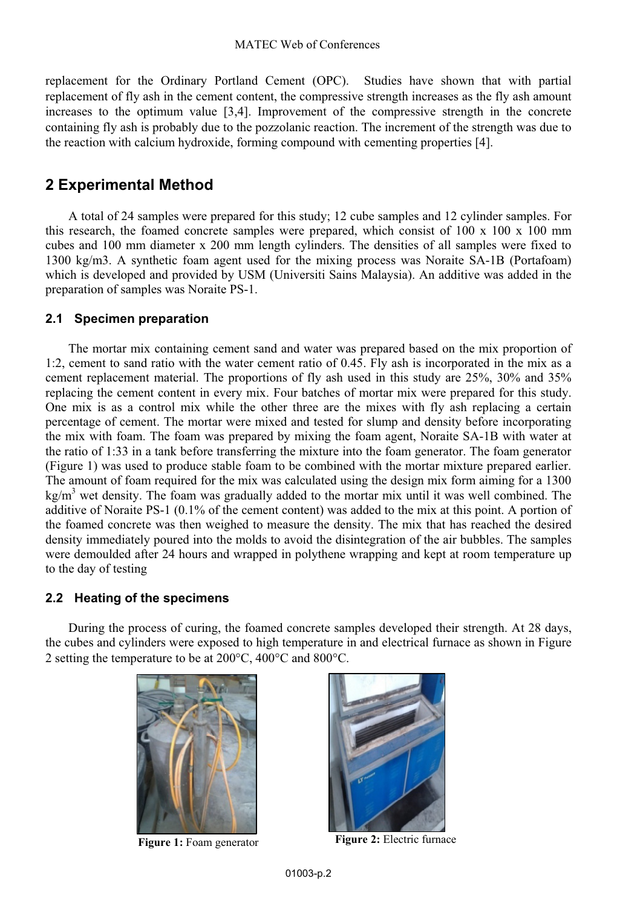replacement for the Ordinary Portland Cement (OPC). Studies have shown that with partial replacement of fly ash in the cement content, the compressive strength increases as the fly ash amount increases to the optimum value [3,4]. Improvement of the compressive strength in the concrete containing fly ash is probably due to the pozzolanic reaction. The increment of the strength was due to the reaction with calcium hydroxide, forming compound with cementing properties [4].

## 2 Experimental Method

A total of 24 samples were prepared for this study; 12 cube samples and 12 cylinder samples. For this research, the foamed concrete samples were prepared, which consist of 100 x 100 x 100 mm cubes and 100 mm diameter x 200 mm length cylinders. The densities of all samples were fixed to 1300 kg/m3. A synthetic foam agent used for the mixing process was Noraite SA-1B (Portafoam) which is developed and provided by USM (Universiti Sains Malaysia). An additive was added in the preparation of samples was Noraite PS-1.

### 2.1 Specimen preparation

The mortar mix containing cement sand and water was prepared based on the mix proportion of 1:2, cement to sand ratio with the water cement ratio of 0.45. Fly ash is incorporated in the mix as a cement replacement material. The proportions of fly ash used in this study are 25%, 30% and 35% replacing the cement content in every mix. Four batches of mortar mix were prepared for this study. One mix is as a control mix while the other three are the mixes with fly ash replacing a certain percentage of cement. The mortar were mixed and tested for slump and density before incorporating the mix with foam. The foam was prepared by mixing the foam agent, Noraite SA-1B with water at the ratio of 1:33 in a tank before transferring the mixture into the foam generator. The foam generator (Figure 1) was used to produce stable foam to be combined with the mortar mixture prepared earlier. The amount of foam required for the mix was calculated using the design mix form aiming for a 1300 kg/m$^3$ wet density. The foam was gradually added to the mortar mix until it was well combined. The additive of Noraite PS-1 (0.1% of the cement content) was added to the mix at this point. A portion of the foamed concrete was then weighed to measure the density. The mix that has reached the desired density immediately poured into the molds to avoid the disintegration of the air bubbles. The samples were demoulded after 24 hours and wrapped in polythene wrapping and kept at room temperature up to the day of testing

### 2.2 Heating of the specimens

During the process of curing, the foamed concrete samples developed their strength. At 28 days, the cubes and cylinders were exposed to high temperature in and electrical furnace as shown in Figure 2 setting the temperature to be at 200°C, 400°C and 800°C.

**Figure 1:** Foam generator

**Figure 2:** Electric furnace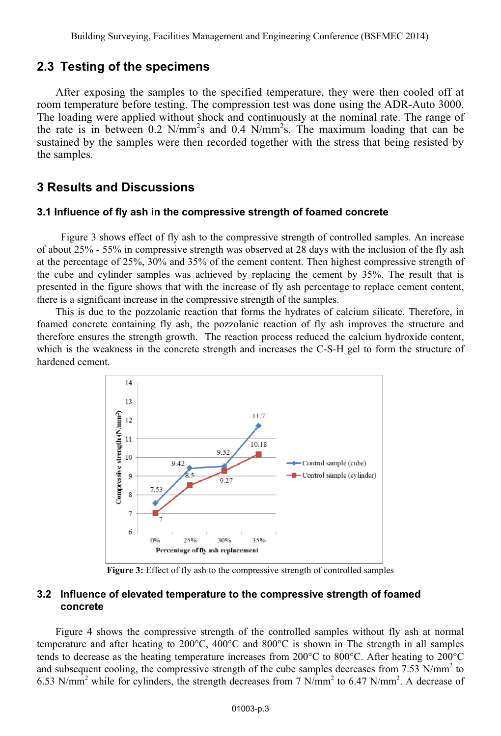## 2.3 Testing of the specimens

After exposing the samples to the specified temperature, they were then cooled off at room temperature before testing. The compression test was done using the ADR-Auto 3000. The loading were applied without shock and continuously at the nominal rate. The range of the rate is in between 0.2 N/mm$^2$s and 0.4 N/mm$^2$s. The maximum loading that can be sustained by the samples were then recorded together with the stress that being resisted by the samples.

## 3 Results and Discussions

### 3.1 Influence of fly ash in the compressive strength of foamed concrete

Figure 3 shows effect of fly ash to the compressive strength of controlled samples. An increase of about 25% - 55% in compressive strength was observed at 28 days with the inclusion of the fly ash at the percentage of 25%, 30% and 35% of the cement content. Then highest compressive strength of the cube and cylinder samples was achieved by replacing the cement by 35%. The result that is presented in the figure shows that with the increase of fly ash percentage to replace cement content, there is a significant increase in the compressive strength of the samples.

This is due to the pozzolanic reaction that forms the hydrates of calcium silicate. Therefore, in foamed concrete containing fly ash, the pozzolanic reaction of fly ash improves the structure and therefore ensures the strength growth. The reaction process reduced the calcium hydroxide content, which is the weakness in the concrete strength and increases the C-S-H gel to form the structure of hardened cement.

**Figure 3:** Effect of fly ash to the compressive strength of controlled samples

### 3.2 Influence of elevated temperature to the compressive strength of foamed concrete

Figure 4 shows the compressive strength of the controlled samples without fly ash at normal temperature and after heating to 200°C, 400°C and 800°C is shown in The strength in all samples tends to decrease as the heating temperature increases from 200°C to 800°C. After heating to 200°C and subsequent cooling, the compressive strength of the cube samples decreases from 7.53 N/mm$^2$ to 6.53 N/mm$^2$ while for cylinders, the strength decreases from 7 N/mm$^2$ to 6.47 N/mm$^2$. A decrease of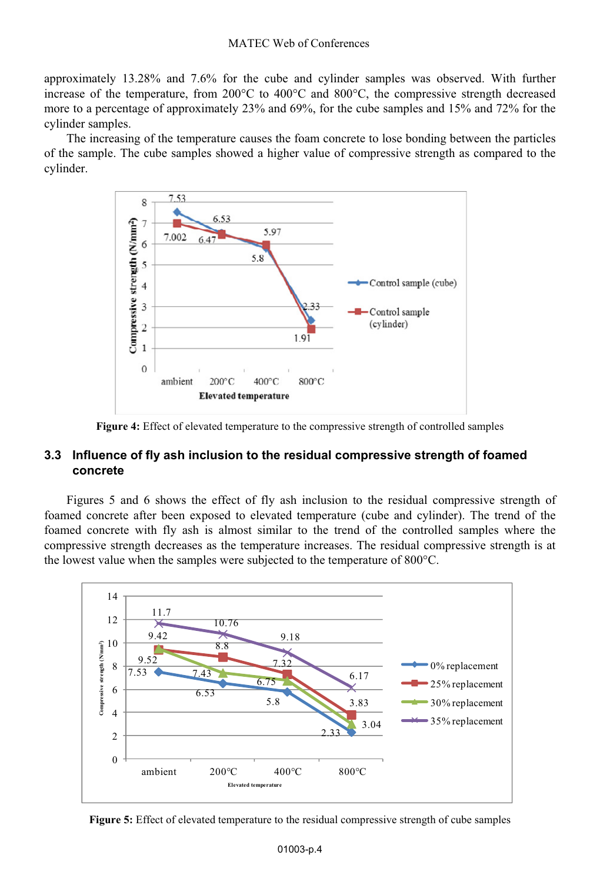approximately 13.28% and 7.6% for the cube and cylinder samples was observed. With further increase of the temperature, from 200°C to 400°C and 800°C, the compressive strength decreased more to a percentage of approximately 23% and 69%, for the cube samples and 15% and 72% for the cylinder samples.

The increasing of the temperature causes the foam concrete to lose bonding between the particles of the sample. The cube samples showed a higher value of compressive strength as compared to the cylinder.

**Figure 4:** Effect of elevated temperature to the compressive strength of controlled samples

### 3.3 Influence of fly ash inclusion to the residual compressive strength of foamed concrete

Figures 5 and 6 shows the effect of fly ash inclusion to the residual compressive strength of foamed concrete after been exposed to elevated temperature (cube and cylinder). The trend of the foamed concrete with fly ash is almost similar to the trend of the controlled samples where the compressive strength decreases as the temperature increases. The residual compressive strength is at the lowest value when the samples were subjected to the temperature of 800°C.

**Figure 5:** Effect of elevated temperature to the residual compressive strength of cube samples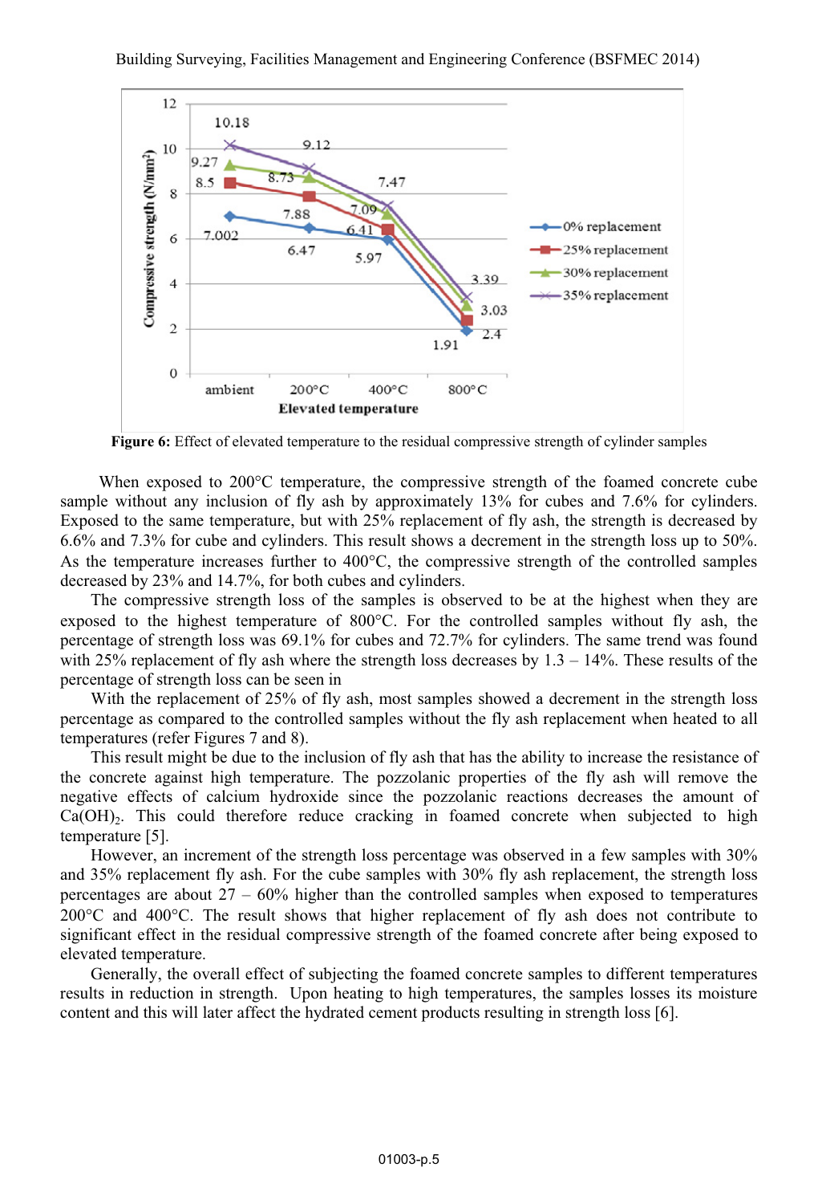Figure 6: Effect of elevated temperature to the residual compressive strength of cylinder samples

When exposed to 200°C temperature, the compressive strength of the foamed concrete cube sample without any inclusion of fly ash by approximately 13% for cubes and 7.6% for cylinders. Exposed to the same temperature, but with 25% replacement of fly ash, the strength is decreased by 6.6% and 7.3% for cube and cylinders. This result shows a decrement in the strength loss up to 50%. As the temperature increases further to 400°C, the compressive strength of the controlled samples decreased by 23% and 14.7%, for both cubes and cylinders.

The compressive strength loss of the samples is observed to be at the highest when they are exposed to the highest temperature of 800°C. For the controlled samples without fly ash, the percentage of strength loss was 69.1% for cubes and 72.7% for cylinders. The same trend was found with 25% replacement of fly ash where the strength loss decreases by 1.3 – 14%. These results of the percentage of strength loss can be seen in

With the replacement of 25% of fly ash, most samples showed a decrement in the strength loss percentage as compared to the controlled samples without the fly ash replacement when heated to all temperatures (refer Figures 7 and 8).

This result might be due to the inclusion of fly ash that has the ability to increase the resistance of the concrete against high temperature. The pozzolanic properties of the fly ash will remove the negative effects of calcium hydroxide since the pozzolanic reactions decreases the amount of $Ca(OH)_2$. This could therefore reduce cracking in foamed concrete when subjected to high temperature [5].

However, an increment of the strength loss percentage was observed in a few samples with 30% and 35% replacement fly ash. For the cube samples with 30% fly ash replacement, the strength loss percentages are about 27 – 60% higher than the controlled samples when exposed to temperatures 200°C and 400°C. The result shows that higher replacement of fly ash does not contribute to significant effect in the residual compressive strength of the foamed concrete after being exposed to elevated temperature.

Generally, the overall effect of subjecting the foamed concrete samples to different temperatures results in reduction in strength. Upon heating to high temperatures, the samples losses its moisture content and this will later affect the hydrated cement products resulting in strength loss [6].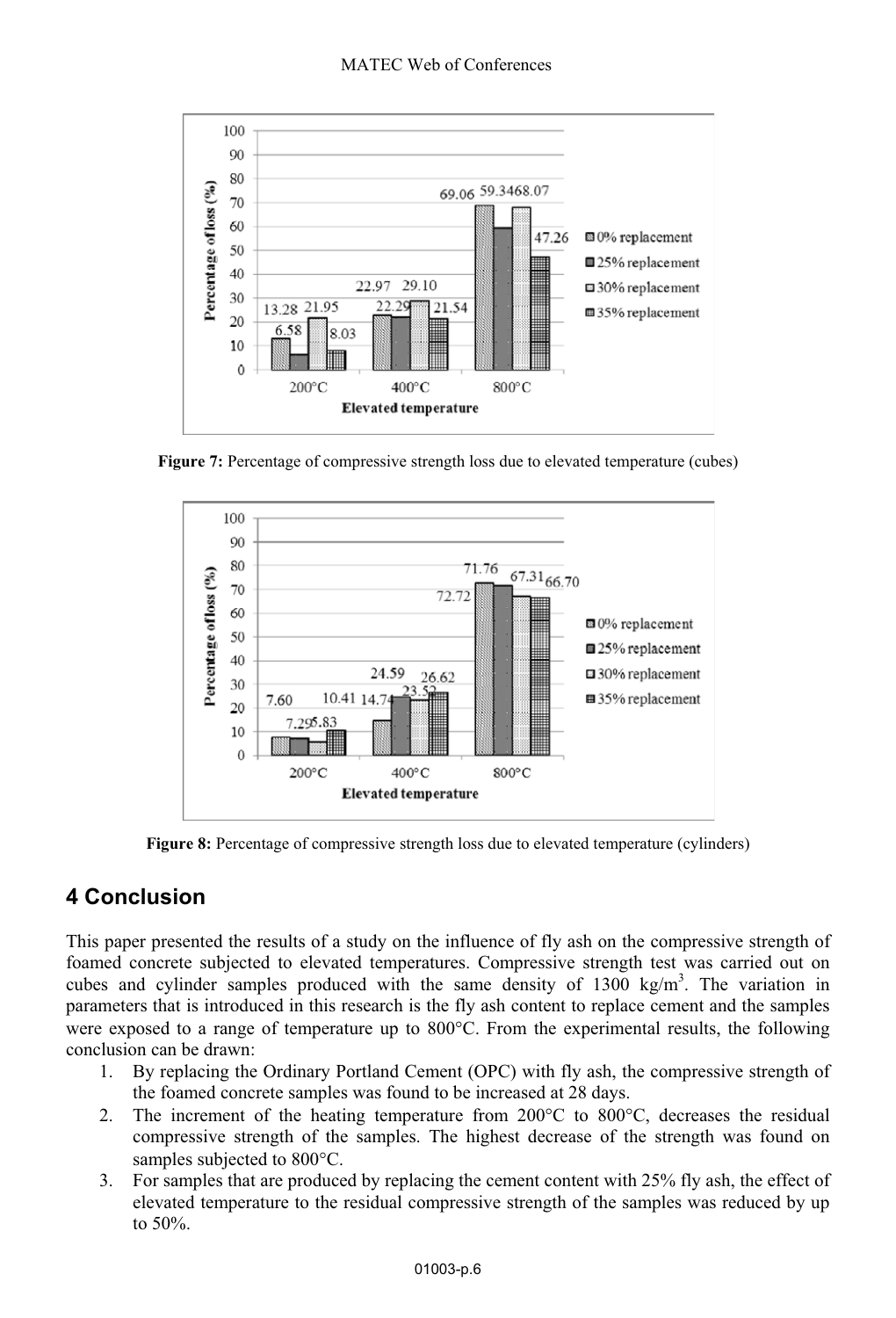Figure 7: Percentage of compressive strength loss due to elevated temperature (cubes)

Figure 8: Percentage of compressive strength loss due to elevated temperature (cylinders)

## 4 Conclusion

This paper presented the results of a study on the influence of fly ash on the compressive strength of foamed concrete subjected to elevated temperatures. Compressive strength test was carried out on cubes and cylinder samples produced with the same density of 1300 kg/m$^3$. The variation in parameters that is introduced in this research is the fly ash content to replace cement and the samples were exposed to a range of temperature up to 800°C. From the experimental results, the following conclusion can be drawn:

1. By replacing the Ordinary Portland Cement (OPC) with fly ash, the compressive strength of the foamed concrete samples was found to be increased at 28 days.
2. The increment of the heating temperature from 200°C to 800°C, decreases the residual compressive strength of the samples. The highest decrease of the strength was found on samples subjected to 800°C.
3. For samples that are produced by replacing the cement content with 25% fly ash, the effect of elevated temperature to the residual compressive strength of the samples was reduced by up to 50%.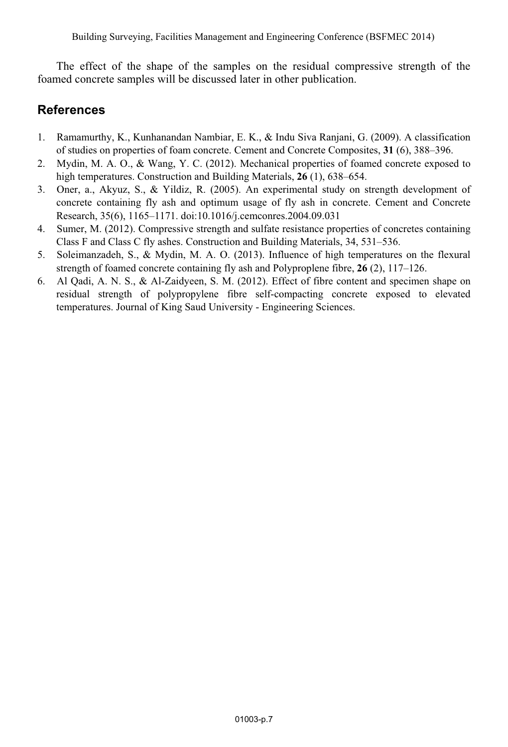The effect of the shape of the samples on the residual compressive strength of the foamed concrete samples will be discussed later in other publication.

## References

1. Ramamurthy, K., Kunhanandan Nambiar, E. K., & Indu Siva Ranjani, G. (2009). A classification of studies on properties of foam concrete. Cement and Concrete Composites, **31** (6), 388–396.
2. Mydin, M. A. O., & Wang, Y. C. (2012). Mechanical properties of foamed concrete exposed to high temperatures. Construction and Building Materials, **26** (1), 638–654.
3. Oner, a., Akyuz, S., & Yildiz, R. (2005). An experimental study on strength development of concrete containing fly ash and optimum usage of fly ash in concrete. Cement and Concrete Research, 35(6), 1165–1171. doi:10.1016/j.cemconres.2004.09.031
4. Sumer, M. (2012). Compressive strength and sulfate resistance properties of concretes containing Class F and Class C fly ashes. Construction and Building Materials, 34, 531–536.
5. Soleimanzadeh, S., & Mydin, M. A. O. (2013). Influence of high temperatures on the flexural strength of foamed concrete containing fly ash and Polyproplene fibre, **26** (2), 117–126.
6. Al Qadi, A. N. S., & Al-Zaidyeen, S. M. (2012). Effect of fibre content and specimen shape on residual strength of polypropylene fibre self-compacting concrete exposed to elevated temperatures. Journal of King Saud University - Engineering Sciences.